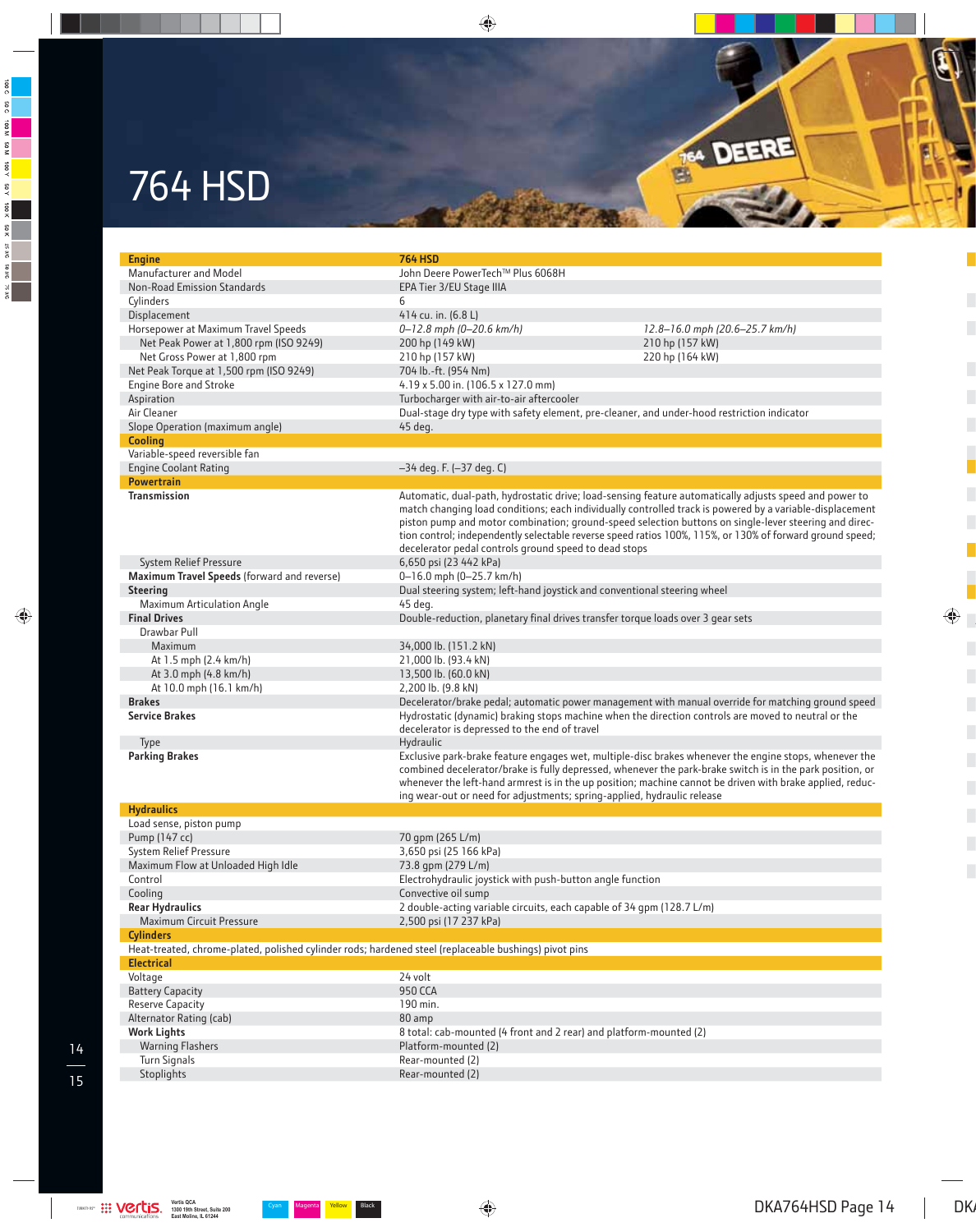# 764 HSD

| Engine | 764 HSD | |
|---|---|---|
| Manufacturer and Model | John Deere PowerTech™ Plus 6068H | |
| Non-Road Emission Standards | EPA Tier 3/EU Stage IIIA | |
| Cylinders | 6 | |
| Displacement | 414 cu. in. (6.8 L) | |
| Horsepower at Maximum Travel Speeds | *0–12.8 mph (0–20.6 km/h)* | *12.8–16.0 mph (20.6–25.7 km/h)* |
| Net Peak Power at 1,800 rpm (ISO 9249) | 200 hp (149 kW) | 210 hp (157 kW) |
| Net Gross Power at 1,800 rpm | 210 hp (157 kW) | 220 hp (164 kW) |
| Net Peak Torque at 1,500 rpm (ISO 9249) | 704 lb.-ft. (954 Nm) | |
| Engine Bore and Stroke | 4.19 x 5.00 in. (106.5 x 127.0 mm) | |
| Aspiration | Turbocharger with air-to-air aftercooler | |
| Air Cleaner | Dual-stage dry type with safety element, pre-cleaner, and under-hood restriction indicator | |
| Slope Operation (maximum angle) | 45 deg. | |
| **Cooling** | | |
| Variable-speed reversible fan | | |
| Engine Coolant Rating | –34 deg. F. (–37 deg. C) | |
| **Powertrain** | | |
| **Transmission** | Automatic, dual-path, hydrostatic drive; load-sensing feature automatically adjusts speed and power to match changing load conditions; each individually controlled track is powered by a variable-displacement piston pump and motor combination; ground-speed selection buttons on single-lever steering and direction control; independently selectable reverse speed ratios 100%, 115%, or 130% of forward ground speed; decelerator pedal controls ground speed to dead stops | |
| System Relief Pressure | 6,650 psi (23 442 kPa) | |
| **Maximum Travel Speeds** (forward and reverse) | 0–16.0 mph (0–25.7 km/h) | |
| **Steering** | Dual steering system; left-hand joystick and conventional steering wheel | |
| Maximum Articulation Angle | 45 deg. | |
| **Final Drives** | Double-reduction, planetary final drives transfer torque loads over 3 gear sets | |
| Drawbar Pull | | |
| Maximum | 34,000 lb. (151.2 kN) | |
| At 1.5 mph (2.4 km/h) | 21,000 lb. (93.4 kN) | |
| At 3.0 mph (4.8 km/h) | 13,500 lb. (60.0 kN) | |
| At 10.0 mph (16.1 km/h) | 2,200 lb. (9.8 kN) | |
| **Brakes** | Decelerator/brake pedal; automatic power management with manual override for matching ground speed | |
| **Service Brakes** | Hydrostatic (dynamic) braking stops machine when the direction controls are moved to neutral or the decelerator is depressed to the end of travel | |
| Type | Hydraulic | |
| **Parking Brakes** | Exclusive park-brake feature engages wet, multiple-disc brakes whenever the engine stops, whenever the combined decelerator/brake is fully depressed, whenever the park-brake switch is in the park position, or whenever the left-hand armrest is in the up position; machine cannot be driven with brake applied, reducing wear-out or need for adjustments; spring-applied, hydraulic release | |
| **Hydraulics** | | |
| Load sense, piston pump | | |
| Pump (147 cc) | 70 gpm (265 L/m) | |
| System Relief Pressure | 3,650 psi (25 166 kPa) | |
| Maximum Flow at Unloaded High Idle | 73.8 gpm (279 L/m) | |
| Control | Electrohydraulic joystick with push-button angle function | |
| Cooling | Convective oil sump | |
| **Rear Hydraulics** | 2 double-acting variable circuits, each capable of 34 gpm (128.7 L/m) | |
| Maximum Circuit Pressure | 2,500 psi (17 237 kPa) | |
| **Cylinders** | | |
| Heat-treated, chrome-plated, polished cylinder rods; hardened steel (replaceable bushings) pivot pins | | |
| **Electrical** | | |
| Voltage | 24 volt | |
| Battery Capacity | 950 CCA | |
| Reserve Capacity | 190 min. | |
| Alternator Rating (cab) | 80 amp | |
| **Work Lights** | 8 total: cab-mounted (4 front and 2 rear) and platform-mounted (2) | |
| Warning Flashers | Platform-mounted (2) | |
| Turn Signals | Rear-mounted (2) | |
| Stoplights | Rear-mounted (2) | |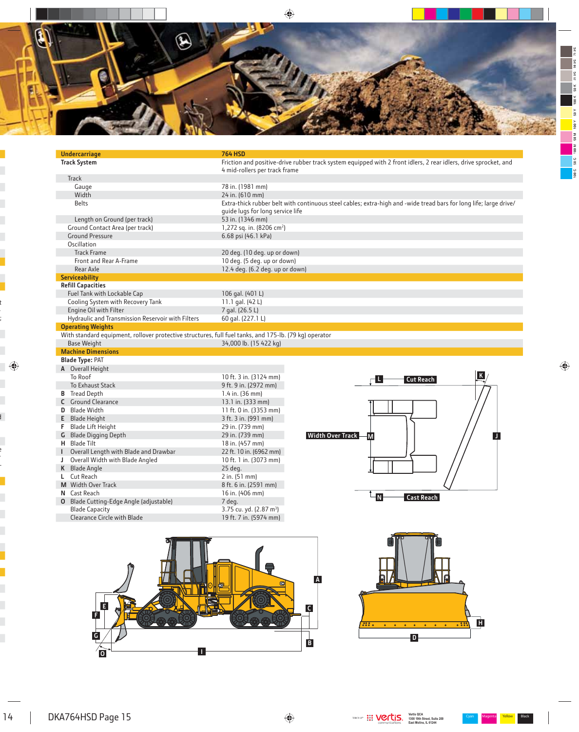| Undercarriage | 764 HSD |
|---|---|
| **Track System** | Friction and positive-drive rubber track system equipped with 2 front idlers, 2 rear idlers, drive sprocket, and 4 mid-rollers per track frame |
| Track | |
| Gauge | 78 in. (1981 mm) |
| Width | 24 in. (610 mm) |
| Belts | Extra-thick rubber belt with continuous steel cables; extra-high and -wide tread bars for long life; large drive/guide lugs for long service life |
| Length on Ground (per track) | 53 in. (1346 mm) |
| Ground Contact Area (per track) | 1,272 sq. in. (8206 cm$^2$) |
| Ground Pressure | 6.68 psi (46.1 kPa) |
| Oscillation | |
| Track Frame | 20 deg. (10 deg. up or down) |
| Front and Rear A-Frame | 10 deg. (5 deg. up or down) |
| Rear Axle | 12.4 deg. (6.2 deg. up or down) |
| **Serviceability** | |
| **Refill Capacities** | |
| Fuel Tank with Lockable Cap | 106 gal. (401 L) |
| Cooling System with Recovery Tank | 11.1 gal. (42 L) |
| Engine Oil with Filter | 7 gal. (26.5 L) |
| Hydraulic and Transmission Reservoir with Filters | 60 gal. (227.1 L) |
| **Operating Weights** | |
| With standard equipment, rollover protective structures, full fuel tanks, and 175-lb. (79 kg) operator | |
| Base Weight | 34,000 lb. (15 422 kg) |
| **Machine Dimensions** | |
| **Blade Type:** PAT | |
| **A** Overall Height | |
| To Roof | 10 ft. 3 in. (3124 mm) |
| To Exhaust Stack | 9 ft. 9 in. (2972 mm) |
| **B** Tread Depth | 1.4 in. (36 mm) |
| **C** Ground Clearance | 13.1 in. (333 mm) |
| **D** Blade Width | 11 ft. 0 in. (3353 mm) |
| **E** Blade Height | 3 ft. 3 in. (991 mm) |
| **F** Blade Lift Height | 29 in. (739 mm) |
| **G** Blade Digging Depth | 29 in. (739 mm) |
| **H** Blade Tilt | 18 in. (457 mm) |
| **I** Overall Length with Blade and Drawbar | 22 ft. 10 in. (6962 mm) |
| **J** Overall Width with Blade Angled | 10 ft. 1 in. (3073 mm) |
| **K** Blade Angle | 25 deg. |
| **L** Cut Reach | 2 in. (51 mm) |
| **M** Width Over Track | 8 ft. 6 in. (2591 mm) |
| **N** Cast Reach | 16 in. (406 mm) |
| **O** Blade Cutting-Edge Angle (adjustable) | 7 deg. |
| Blade Capacity | 3.75 cu. yd. (2.87 m$^3$) |
| Clearance Circle with Blade | 19 ft. 7 in. (5974 mm) |

L Cut Reach
K
Width Over Track M
J
N Cast Reach

A
B
C
D
E
F
G
H
I
O